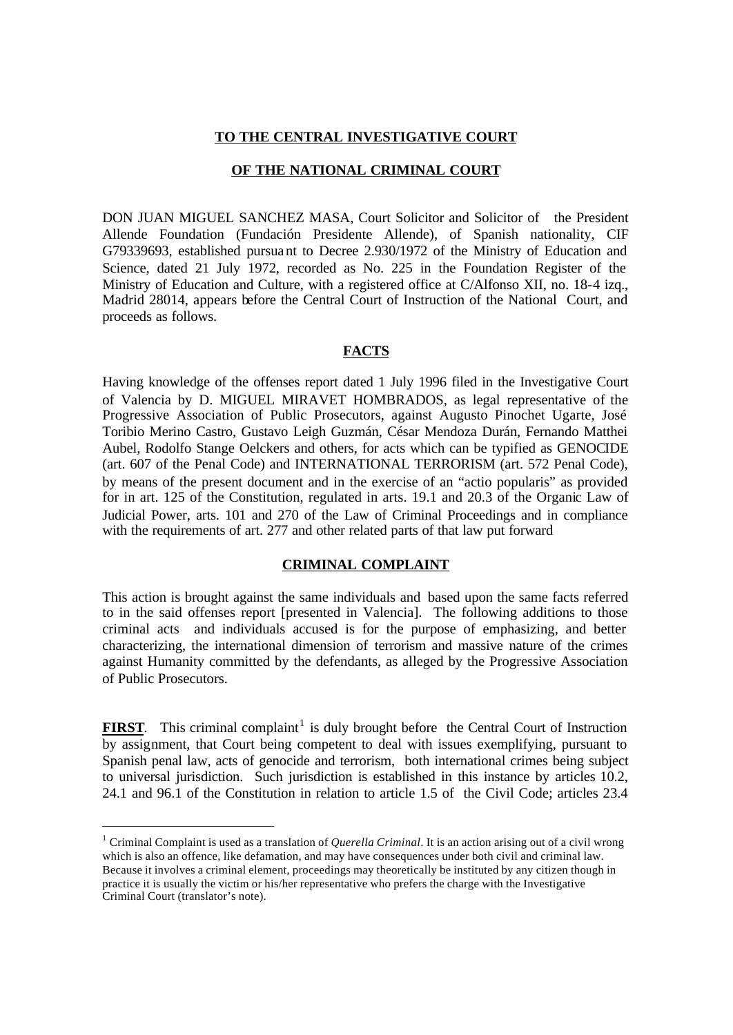**TO THE CENTRAL INVESTIGATIVE COURT**

**OF THE NATIONAL CRIMINAL COURT**

DON JUAN MIGUEL SANCHEZ MASA, Court Solicitor and Solicitor of the President Allende Foundation (Fundación Presidente Allende), of Spanish nationality, CIF G79339693, established pursuant to Decree 2.930/1972 of the Ministry of Education and Science, dated 21 July 1972, recorded as No. 225 in the Foundation Register of the Ministry of Education and Culture, with a registered office at C/Alfonso XII, no. 18-4 izq., Madrid 28014, appears before the Central Court of Instruction of the National Court, and proceeds as follows.

**FACTS**

Having knowledge of the offenses report dated 1 July 1996 filed in the Investigative Court of Valencia by D. MIGUEL MIRAVET HOMBRADOS, as legal representative of the Progressive Association of Public Prosecutors, against Augusto Pinochet Ugarte, José Toribio Merino Castro, Gustavo Leigh Guzmán, César Mendoza Durán, Fernando Matthei Aubel, Rodolfo Stange Oelckers and others, for acts which can be typified as GENOCIDE (art. 607 of the Penal Code) and INTERNATIONAL TERRORISM (art. 572 Penal Code), by means of the present document and in the exercise of an "actio popularis" as provided for in art. 125 of the Constitution, regulated in arts. 19.1 and 20.3 of the Organic Law of Judicial Power, arts. 101 and 270 of the Law of Criminal Proceedings and in compliance with the requirements of art. 277 and other related parts of that law put forward

**CRIMINAL COMPLAINT**

This action is brought against the same individuals and based upon the same facts referred to in the said offenses report [presented in Valencia]. The following additions to those criminal acts and individuals accused is for the purpose of emphasizing, and better characterizing, the international dimension of terrorism and massive nature of the crimes against Humanity committed by the defendants, as alleged by the Progressive Association of Public Prosecutors.

**FIRST**. This criminal complaint[1] is duly brought before the Central Court of Instruction by assignment, that Court being competent to deal with issues exemplifying, pursuant to Spanish penal law, acts of genocide and terrorism, both international crimes being subject to universal jurisdiction. Such jurisdiction is established in this instance by articles 10.2, 24.1 and 96.1 of the Constitution in relation to article 1.5 of the Civil Code; articles 23.4

[1] Criminal Complaint is used as a translation of *Querella Criminal*. It is an action arising out of a civil wrong which is also an offence, like defamation, and may have consequences under both civil and criminal law. Because it involves a criminal element, proceedings may theoretically be instituted by any citizen though in practice it is usually the victim or his/her representative who prefers the charge with the Investigative Criminal Court (translator's note).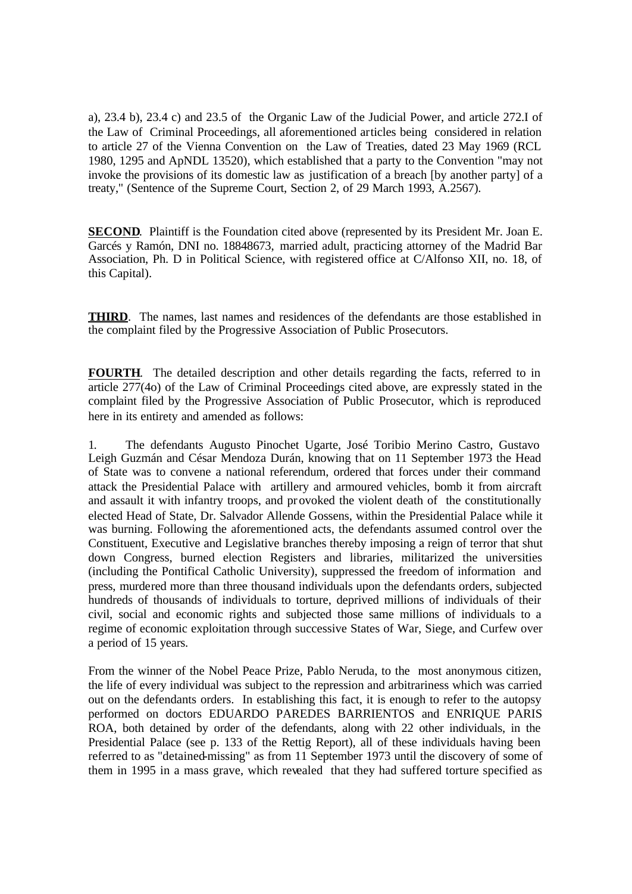a), 23.4 b), 23.4 c) and 23.5 of the Organic Law of the Judicial Power, and article 272.I of the Law of Criminal Proceedings, all aforementioned articles being considered in relation to article 27 of the Vienna Convention on the Law of Treaties, dated 23 May 1969 (RCL 1980, 1295 and ApNDL 13520), which established that a party to the Convention "may not invoke the provisions of its domestic law as justification of a breach [by another party] of a treaty," (Sentence of the Supreme Court, Section 2, of 29 March 1993, A.2567).

**SECOND**. Plaintiff is the Foundation cited above (represented by its President Mr. Joan E. Garcés y Ramón, DNI no. 18848673, married adult, practicing attorney of the Madrid Bar Association, Ph. D in Political Science, with registered office at C/Alfonso XII, no. 18, of this Capital).

**THIRD**. The names, last names and residences of the defendants are those established in the complaint filed by the Progressive Association of Public Prosecutors.

**FOURTH**. The detailed description and other details regarding the facts, referred to in article 277(4o) of the Law of Criminal Proceedings cited above, are expressly stated in the complaint filed by the Progressive Association of Public Prosecutor, which is reproduced here in its entirety and amended as follows:

1. The defendants Augusto Pinochet Ugarte, José Toribio Merino Castro, Gustavo Leigh Guzmán and César Mendoza Durán, knowing that on 11 September 1973 the Head of State was to convene a national referendum, ordered that forces under their command attack the Presidential Palace with artillery and armoured vehicles, bomb it from aircraft and assault it with infantry troops, and provoked the violent death of the constitutionally elected Head of State, Dr. Salvador Allende Gossens, within the Presidential Palace while it was burning. Following the aforementioned acts, the defendants assumed control over the Constituent, Executive and Legislative branches thereby imposing a reign of terror that shut down Congress, burned election Registers and libraries, militarized the universities (including the Pontifical Catholic University), suppressed the freedom of information and press, murdered more than three thousand individuals upon the defendants orders, subjected hundreds of thousands of individuals to torture, deprived millions of individuals of their civil, social and economic rights and subjected those same millions of individuals to a regime of economic exploitation through successive States of War, Siege, and Curfew over a period of 15 years.

From the winner of the Nobel Peace Prize, Pablo Neruda, to the most anonymous citizen, the life of every individual was subject to the repression and arbitrariness which was carried out on the defendants orders. In establishing this fact, it is enough to refer to the autopsy performed on doctors EDUARDO PAREDES BARRIENTOS and ENRIQUE PARIS ROA, both detained by order of the defendants, along with 22 other individuals, in the Presidential Palace (see p. 133 of the Rettig Report), all of these individuals having been referred to as "detained-missing" as from 11 September 1973 until the discovery of some of them in 1995 in a mass grave, which revealed that they had suffered torture specified as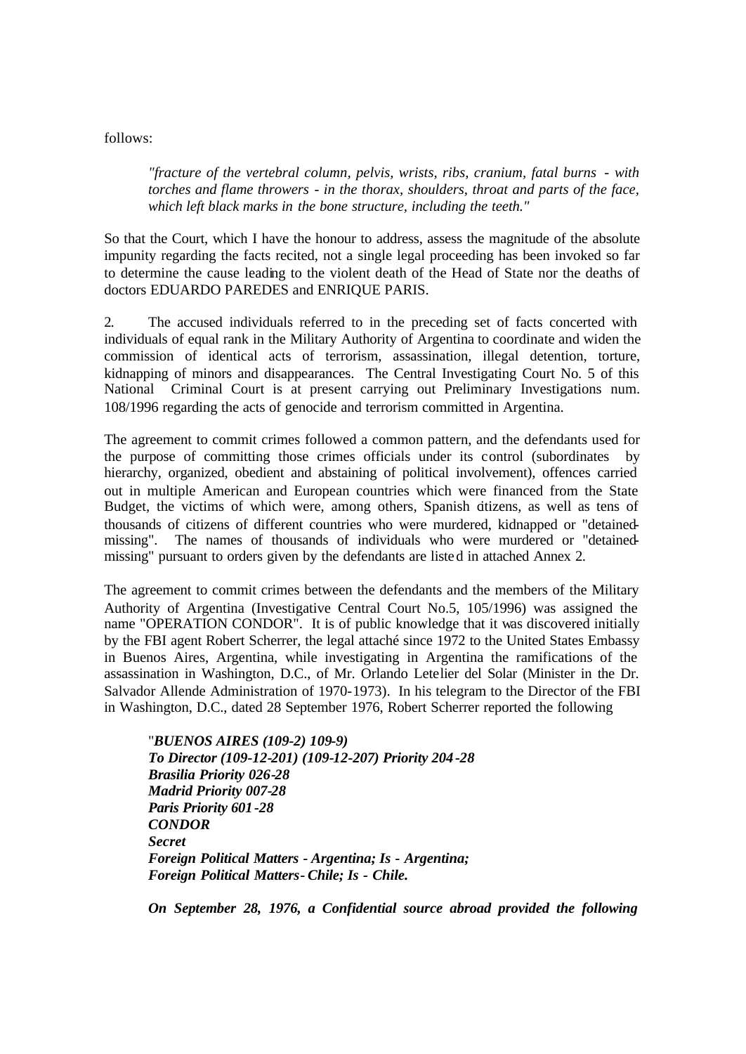follows:

> *"fracture of the vertebral column, pelvis, wrists, ribs, cranium, fatal burns - with torches and flame throwers - in the thorax, shoulders, throat and parts of the face, which left black marks in the bone structure, including the teeth."*

So that the Court, which I have the honour to address, assess the magnitude of the absolute impunity regarding the facts recited, not a single legal proceeding has been invoked so far to determine the cause leading to the violent death of the Head of State nor the deaths of doctors EDUARDO PAREDES and ENRIQUE PARIS.

2. The accused individuals referred to in the preceding set of facts concerted with individuals of equal rank in the Military Authority of Argentina to coordinate and widen the commission of identical acts of terrorism, assassination, illegal detention, torture, kidnapping of minors and disappearances. The Central Investigating Court No. 5 of this National Criminal Court is at present carrying out Preliminary Investigations num. 108/1996 regarding the acts of genocide and terrorism committed in Argentina.

The agreement to commit crimes followed a common pattern, and the defendants used for the purpose of committing those crimes officials under its control (subordinates by hierarchy, organized, obedient and abstaining of political involvement), offences carried out in multiple American and European countries which were financed from the State Budget, the victims of which were, among others, Spanish citizens, as well as tens of thousands of citizens of different countries who were murdered, kidnapped or "detained-missing". The names of thousands of individuals who were murdered or "detained-missing" pursuant to orders given by the defendants are listed in attached Annex 2.

The agreement to commit crimes between the defendants and the members of the Military Authority of Argentina (Investigative Central Court No.5, 105/1996) was assigned the name "OPERATION CONDOR". It is of public knowledge that it was discovered initially by the FBI agent Robert Scherrer, the legal attaché since 1972 to the United States Embassy in Buenos Aires, Argentina, while investigating in Argentina the ramifications of the assassination in Washington, D.C., of Mr. Orlando Letelier del Solar (Minister in the Dr. Salvador Allende Administration of 1970-1973). In his telegram to the Director of the FBI in Washington, D.C., dated 28 September 1976, Robert Scherrer reported the following

> "***BUENOS AIRES (109-2) 109-9)***
> ***To Director (109-12-201) (109-12-207) Priority 204-28***
> ***Brasilia Priority 026-28***
> ***Madrid Priority 007-28***
> ***Paris Priority 601-28***
> ***CONDOR***
> ***Secret***
> ***Foreign Political Matters - Argentina; Is - Argentina;***
> ***Foreign Political Matters- Chile; Is - Chile.***
>
> ***On September 28, 1976, a Confidential source abroad provided the following***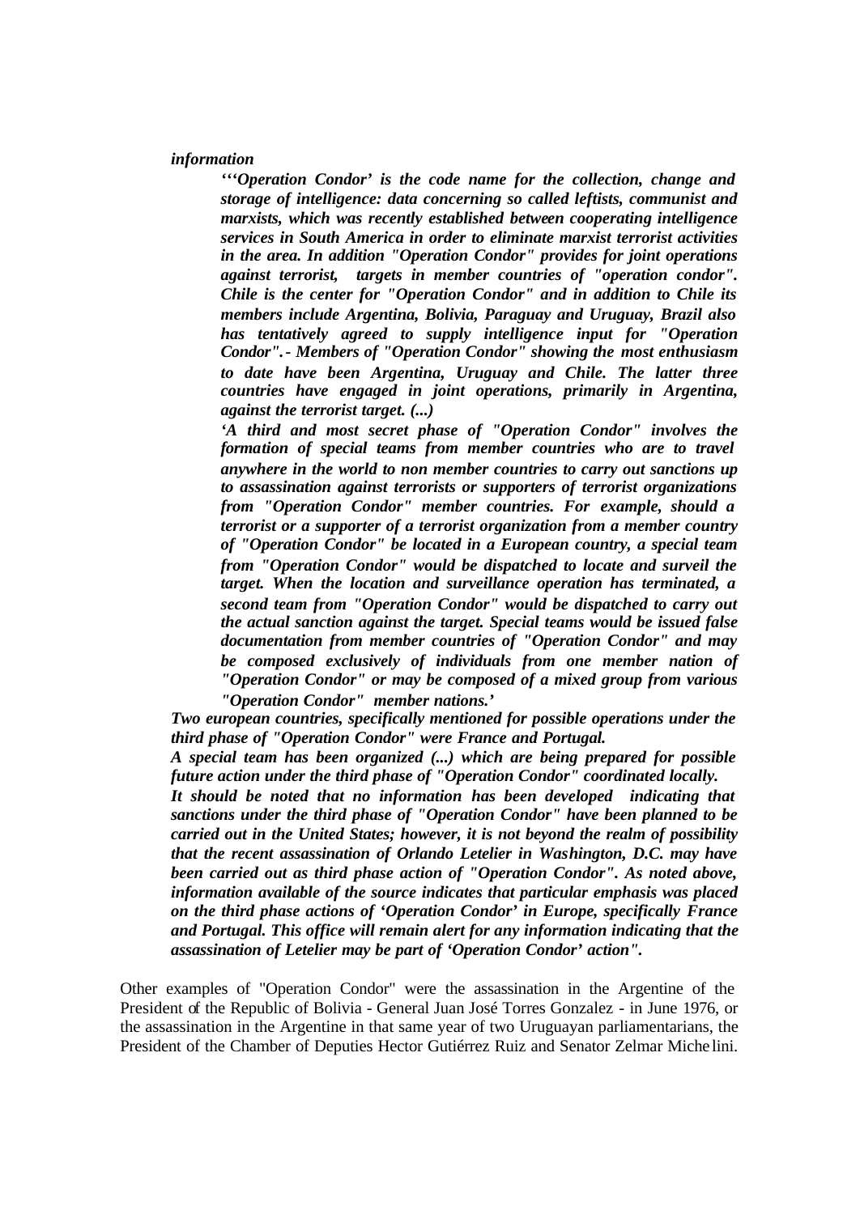***information***

> ***'''Operation Condor' is the code name for the collection, change and storage of intelligence: data concerning so called leftists, communist and marxists, which was recently established between cooperating intelligence services in South America in order to eliminate marxist terrorist activities in the area. In addition "Operation Condor" provides for joint operations against terrorist, targets in member countries of "operation condor". Chile is the center for "Operation Condor" and in addition to Chile its members include Argentina, Bolivia, Paraguay and Uruguay, Brazil also has tentatively agreed to supply intelligence input for "Operation Condor".- Members of "Operation Condor" showing the most enthusiasm to date have been Argentina, Uruguay and Chile. The latter three countries have engaged in joint operations, primarily in Argentina, against the terrorist target. (...)***
>
> ***'A third and most secret phase of "Operation Condor" involves the formation of special teams from member countries who are to travel anywhere in the world to non member countries to carry out sanctions up to assassination against terrorists or supporters of terrorist organizations from "Operation Condor" member countries. For example, should a terrorist or a supporter of a terrorist organization from a member country of "Operation Condor" be located in a European country, a special team from "Operation Condor" would be dispatched to locate and surveil the target. When the location and surveillance operation has terminated, a second team from "Operation Condor" would be dispatched to carry out the actual sanction against the target. Special teams would be issued false documentation from member countries of "Operation Condor" and may be composed exclusively of individuals from one member nation of "Operation Condor" or may be composed of a mixed group from various "Operation Condor" member nations.'***

***Two european countries, specifically mentioned for possible operations under the third phase of "Operation Condor" were France and Portugal.***

***A special team has been organized (...) which are being prepared for possible future action under the third phase of "Operation Condor" coordinated locally.***

***It should be noted that no information has been developed indicating that sanctions under the third phase of "Operation Condor" have been planned to be carried out in the United States; however, it is not beyond the realm of possibility that the recent assassination of Orlando Letelier in Washington, D.C. may have been carried out as third phase action of "Operation Condor". As noted above, information available of the source indicates that particular emphasis was placed on the third phase actions of 'Operation Condor' in Europe, specifically France and Portugal. This office will remain alert for any information indicating that the assassination of Letelier may be part of 'Operation Condor' action".***

Other examples of "Operation Condor" were the assassination in the Argentine of the President of the Republic of Bolivia - General Juan José Torres Gonzalez - in June 1976, or the assassination in the Argentine in that same year of two Uruguayan parliamentarians, the President of the Chamber of Deputies Hector Gutiérrez Ruiz and Senator Zelmar Michelini.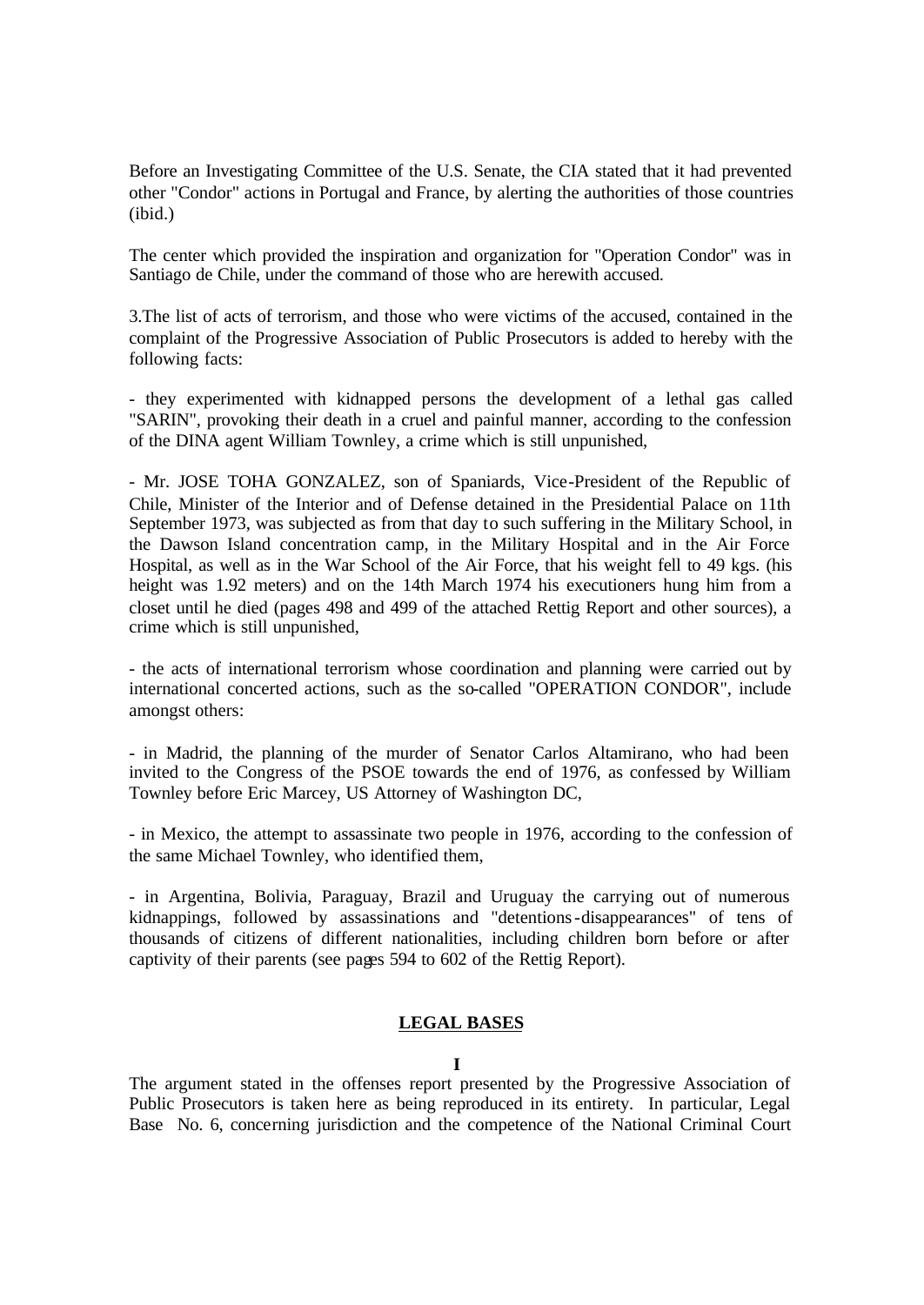Before an Investigating Committee of the U.S. Senate, the CIA stated that it had prevented other "Condor" actions in Portugal and France, by alerting the authorities of those countries (ibid.)

The center which provided the inspiration and organization for "Operation Condor" was in Santiago de Chile, under the command of those who are herewith accused.

3.The list of acts of terrorism, and those who were victims of the accused, contained in the complaint of the Progressive Association of Public Prosecutors is added to hereby with the following facts:

- they experimented with kidnapped persons the development of a lethal gas called "SARIN", provoking their death in a cruel and painful manner, according to the confession of the DINA agent William Townley, a crime which is still unpunished,

- Mr. JOSE TOHA GONZALEZ, son of Spaniards, Vice-President of the Republic of Chile, Minister of the Interior and of Defense detained in the Presidential Palace on 11th September 1973, was subjected as from that day to such suffering in the Military School, in the Dawson Island concentration camp, in the Military Hospital and in the Air Force Hospital, as well as in the War School of the Air Force, that his weight fell to 49 kgs. (his height was 1.92 meters) and on the 14th March 1974 his executioners hung him from a closet until he died (pages 498 and 499 of the attached Rettig Report and other sources), a crime which is still unpunished,

- the acts of international terrorism whose coordination and planning were carried out by international concerted actions, such as the so-called "OPERATION CONDOR", include amongst others:

- in Madrid, the planning of the murder of Senator Carlos Altamirano, who had been invited to the Congress of the PSOE towards the end of 1976, as confessed by William Townley before Eric Marcey, US Attorney of Washington DC,

- in Mexico, the attempt to assassinate two people in 1976, according to the confession of the same Michael Townley, who identified them,

- in Argentina, Bolivia, Paraguay, Brazil and Uruguay the carrying out of numerous kidnappings, followed by assassinations and "detentions-disappearances" of tens of thousands of citizens of different nationalities, including children born before or after captivity of their parents (see pages 594 to 602 of the Rettig Report).

## LEGAL BASES

### I

The argument stated in the offenses report presented by the Progressive Association of Public Prosecutors is taken here as being reproduced in its entirety. In particular, Legal Base No. 6, concerning jurisdiction and the competence of the National Criminal Court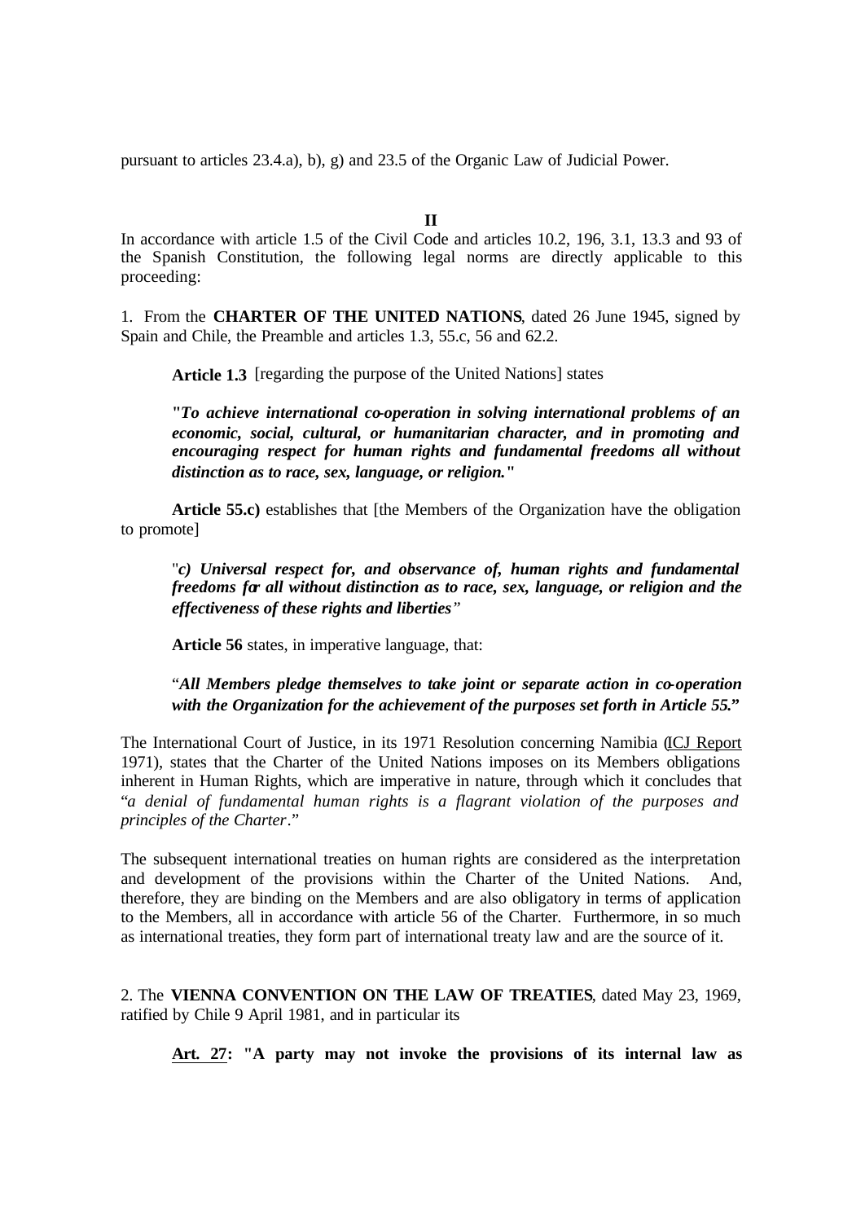pursuant to articles 23.4.a), b), g) and 23.5 of the Organic Law of Judicial Power.

**II**

In accordance with article 1.5 of the Civil Code and articles 10.2, 196, 3.1, 13.3 and 93 of the Spanish Constitution, the following legal norms are directly applicable to this proceeding:

1. From the **CHARTER OF THE UNITED NATIONS**, dated 26 June 1945, signed by Spain and Chile, the Preamble and articles 1.3, 55.c, 56 and 62.2.

**Article 1.3** [regarding the purpose of the United Nations] states

**"*To achieve international co-operation in solving international problems of an economic, social, cultural, or humanitarian character, and in promoting and encouraging respect for human rights and fundamental freedoms all without distinction as to race, sex, language, or religion.*"**

**Article 55.c)** establishes that [the Members of the Organization have the obligation to promote]

"***c) Universal respect for, and observance of, human rights and fundamental freedoms for all without distinction as to race, sex, language, or religion and the effectiveness of these rights and liberties***"

**Article 56** states, in imperative language, that:

"***All Members pledge themselves to take joint or separate action in co-operation with the Organization for the achievement of the purposes set forth in Article 55.***"

The International Court of Justice, in its 1971 Resolution concerning Namibia (ICJ Report 1971), states that the Charter of the United Nations imposes on its Members obligations inherent in Human Rights, which are imperative in nature, through which it concludes that "*a denial of fundamental human rights is a flagrant violation of the purposes and principles of the Charter*."

The subsequent international treaties on human rights are considered as the interpretation and development of the provisions within the Charter of the United Nations. And, therefore, they are binding on the Members and are also obligatory in terms of application to the Members, all in accordance with article 56 of the Charter. Furthermore, in so much as international treaties, they form part of international treaty law and are the source of it.

2. The **VIENNA CONVENTION ON THE LAW OF TREATIES**, dated May 23, 1969, ratified by Chile 9 April 1981, and in particular its

**Art. 27: "A party may not invoke the provisions of its internal law as**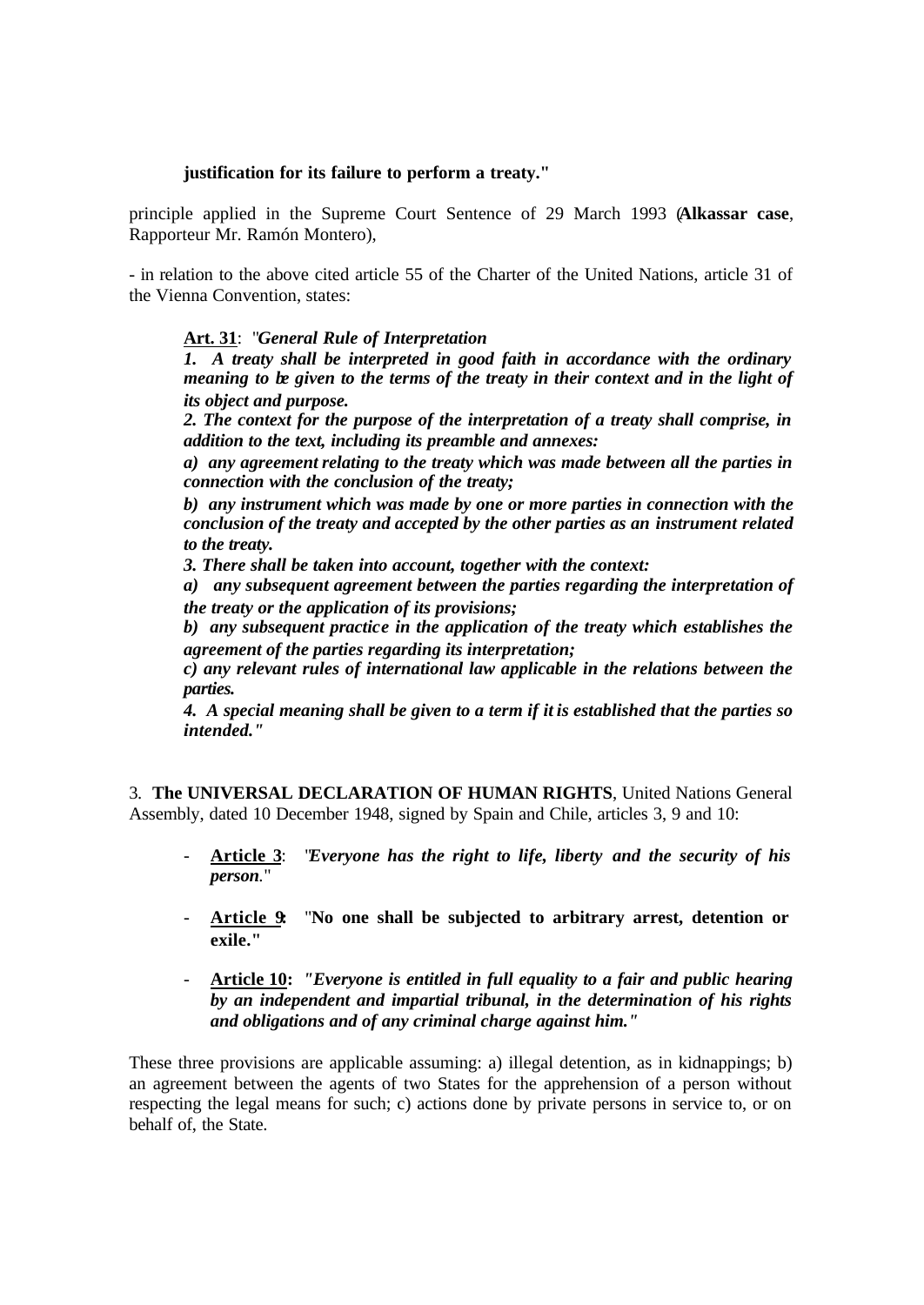**justification for its failure to perform a treaty."**

principle applied in the Supreme Court Sentence of 29 March 1993 (**Alkassar case**, Rapporteur Mr. Ramón Montero),

- in relation to the above cited article 55 of the Charter of the United Nations, article 31 of the Vienna Convention, states:

> **Art. 31**: "***General Rule of Interpretation***
>
> ***1. A treaty shall be interpreted in good faith in accordance with the ordinary meaning to be given to the terms of the treaty in their context and in the light of its object and purpose.***
>
> ***2. The context for the purpose of the interpretation of a treaty shall comprise, in addition to the text, including its preamble and annexes:***
>
> ***a) any agreement relating to the treaty which was made between all the parties in connection with the conclusion of the treaty;***
>
> ***b) any instrument which was made by one or more parties in connection with the conclusion of the treaty and accepted by the other parties as an instrument related to the treaty.***
>
> ***3. There shall be taken into account, together with the context:***
>
> ***a) any subsequent agreement between the parties regarding the interpretation of the treaty or the application of its provisions;***
>
> ***b) any subsequent practice in the application of the treaty which establishes the agreement of the parties regarding its interpretation;***
>
> ***c) any relevant rules of international law applicable in the relations between the parties.***
>
> ***4. A special meaning shall be given to a term if it is established that the parties so intended."***

3. **The UNIVERSAL DECLARATION OF HUMAN RIGHTS**, United Nations General Assembly, dated 10 December 1948, signed by Spain and Chile, articles 3, 9 and 10:

- **Article 3**: "***Everyone has the right to life, liberty and the security of his person.***"
- **Article 9**: "**No one shall be subjected to arbitrary arrest, detention or exile."**
- **Article 10:** ***"Everyone is entitled in full equality to a fair and public hearing by an independent and impartial tribunal, in the determination of his rights and obligations and of any criminal charge against him."***

These three provisions are applicable assuming: a) illegal detention, as in kidnappings; b) an agreement between the agents of two States for the apprehension of a person without respecting the legal means for such; c) actions done by private persons in service to, or on behalf of, the State.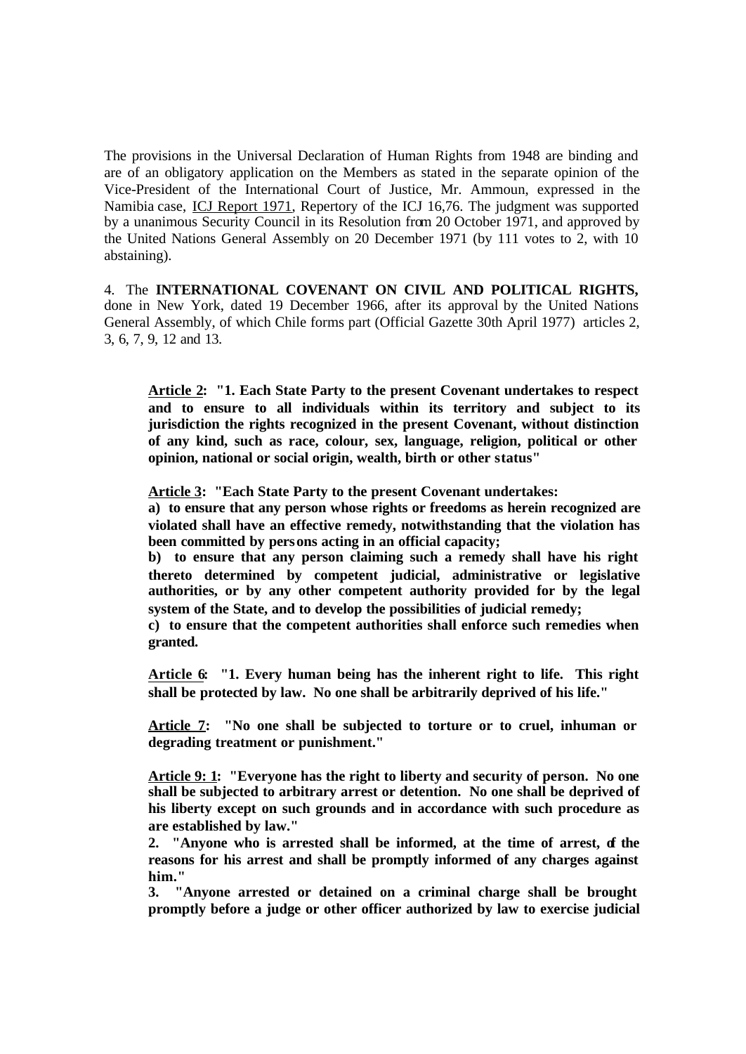The provisions in the Universal Declaration of Human Rights from 1948 are binding and are of an obligatory application on the Members as stated in the separate opinion of the Vice-President of the International Court of Justice, Mr. Ammoun, expressed in the Namibia case, ICJ Report 1971, Repertory of the ICJ 16,76. The judgment was supported by a unanimous Security Council in its Resolution from 20 October 1971, and approved by the United Nations General Assembly on 20 December 1971 (by 111 votes to 2, with 10 abstaining).

4. The **INTERNATIONAL COVENANT ON CIVIL AND POLITICAL RIGHTS,** done in New York, dated 19 December 1966, after its approval by the United Nations General Assembly, of which Chile forms part (Official Gazette 30th April 1977) articles 2, 3, 6, 7, 9, 12 and 13.

> **Article 2: "1. Each State Party to the present Covenant undertakes to respect and to ensure to all individuals within its territory and subject to its jurisdiction the rights recognized in the present Covenant, without distinction of any kind, such as race, colour, sex, language, religion, political or other opinion, national or social origin, wealth, birth or other status"**
>
> **Article 3: "Each State Party to the present Covenant undertakes:**
> **a) to ensure that any person whose rights or freedoms as herein recognized are violated shall have an effective remedy, notwithstanding that the violation has been committed by persons acting in an official capacity;**
> **b) to ensure that any person claiming such a remedy shall have his right thereto determined by competent judicial, administrative or legislative authorities, or by any other competent authority provided for by the legal system of the State, and to develop the possibilities of judicial remedy;**
> **c) to ensure that the competent authorities shall enforce such remedies when granted.**
>
> **Article 6: "1. Every human being has the inherent right to life. This right shall be protected by law. No one shall be arbitrarily deprived of his life."**
>
> **Article 7: "No one shall be subjected to torture or to cruel, inhuman or degrading treatment or punishment."**
>
> **Article 9: 1: "Everyone has the right to liberty and security of person. No one shall be subjected to arbitrary arrest or detention. No one shall be deprived of his liberty except on such grounds and in accordance with such procedure as are established by law."**
> **2. "Anyone who is arrested shall be informed, at the time of arrest, of the reasons for his arrest and shall be promptly informed of any charges against him."**
> **3. "Anyone arrested or detained on a criminal charge shall be brought promptly before a judge or other officer authorized by law to exercise judicial**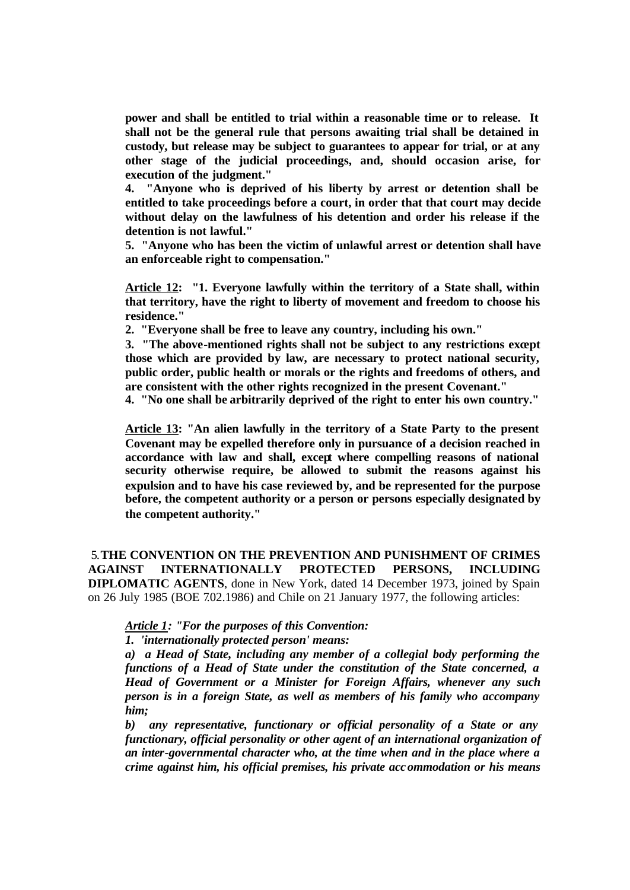**power and shall be entitled to trial within a reasonable time or to release. It shall not be the general rule that persons awaiting trial shall be detained in custody, but release may be subject to guarantees to appear for trial, or at any other stage of the judicial proceedings, and, should occasion arise, for execution of the judgment."**

**4. "Anyone who is deprived of his liberty by arrest or detention shall be entitled to take proceedings before a court, in order that that court may decide without delay on the lawfulness of his detention and order his release if the detention is not lawful."**

**5. "Anyone who has been the victim of unlawful arrest or detention shall have an enforceable right to compensation."**

**Article 12: "1. Everyone lawfully within the territory of a State shall, within that territory, have the right to liberty of movement and freedom to choose his residence."**

**2. "Everyone shall be free to leave any country, including his own."**

**3. "The above-mentioned rights shall not be subject to any restrictions except those which are provided by law, are necessary to protect national security, public order, public health or morals or the rights and freedoms of others, and are consistent with the other rights recognized in the present Covenant."**

**4. "No one shall be arbitrarily deprived of the right to enter his own country."**

**Article 13: "An alien lawfully in the territory of a State Party to the present Covenant may be expelled therefore only in pursuance of a decision reached in accordance with law and shall, except where compelling reasons of national security otherwise require, be allowed to submit the reasons against his expulsion and to have his case reviewed by, and be represented for the purpose before, the competent authority or a person or persons especially designated by the competent authority."**

5. **THE CONVENTION ON THE PREVENTION AND PUNISHMENT OF CRIMES AGAINST INTERNATIONALLY PROTECTED PERSONS, INCLUDING DIPLOMATIC AGENTS**, done in New York, dated 14 December 1973, joined by Spain on 26 July 1985 (BOE 7.02.1986) and Chile on 21 January 1977, the following articles:

***Article 1: "For the purposes of this Convention:***

***1. 'internationally protected person' means:***

***a) a Head of State, including any member of a collegial body performing the functions of a Head of State under the constitution of the State concerned, a Head of Government or a Minister for Foreign Affairs, whenever any such person is in a foreign State, as well for members of his family who accompany him;***

***b) any representative, functionary or official personality of a State or any functionary, official personality or other agent of an international organization of an inter-governmental character who, at the time when and in the place where a crime against him, his official premises, his private accommodation or his means***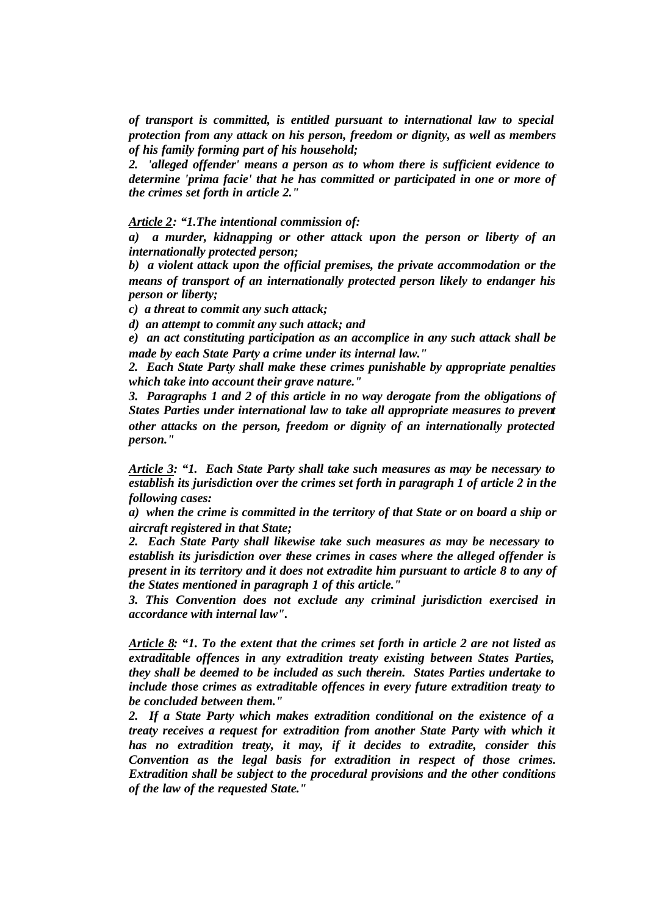***of transport is committed, is entitled pursuant to international law to special protection from any attack on his person, freedom or dignity, as well as members of his family forming part of his household;***

***2. 'alleged offender' means a person as to whom there is sufficient evidence to determine 'prima facie' that he has committed or participated in one or more of the crimes set forth in article 2."***

***Article 2: "1.The intentional commission of:***

***a) a murder, kidnapping or other attack upon the person or liberty of an internationally protected person;***

***b) a violent attack upon the official premises, the private accommodation or the means of transport of an internationally protected person likely to endanger his person or liberty;***

***c) a threat to commit any such attack;***

***d) an attempt to commit any such attack; and***

***e) an act constituting participation as an accomplice in any such attack shall be made by each State Party a crime under its internal law."***

***2. Each State Party shall make these crimes punishable by appropriate penalties which take into account their grave nature."***

***3. Paragraphs 1 and 2 of this article in no way derogate from the obligations of States Parties under international law to take all appropriate measures to prevent other attacks on the person, freedom or dignity of an internationally protected person."***

***Article 3: "1. Each State Party shall take such measures as may be necessary to establish its jurisdiction over the crimes set forth in paragraph 1 of article 2 in the following cases:***

***a) when the crime is committed in the territory of that State or on board a ship or aircraft registered in that State;***

***2. Each State Party shall likewise take such measures as may be necessary to establish its jurisdiction over these crimes in cases where the alleged offender is present in its territory and it does not extradite him pursuant to article 8 to any of the States mentioned in paragraph 1 of this article."***

***3. This Convention does not exclude any criminal jurisdiction exercised in accordance with internal law".***

***Article 8: "1. To the extent that the crimes set forth in article 2 are not listed as extraditable offences in any extradition treaty existing between States Parties, they shall be deemed to be included as such therein. States Parties undertake to include those crimes as extraditable offences in every future extradition treaty to be concluded between them."***

***2. If a State Party which makes extradition conditional on the existence of a treaty receives a request for extradition from another State Party with which it has no extradition treaty, it may, if it decides to extradite, consider this Convention as the legal basis for extradition in respect of those crimes. Extradition shall be subject to the procedural provisions and the other conditions of the law of the requested State."***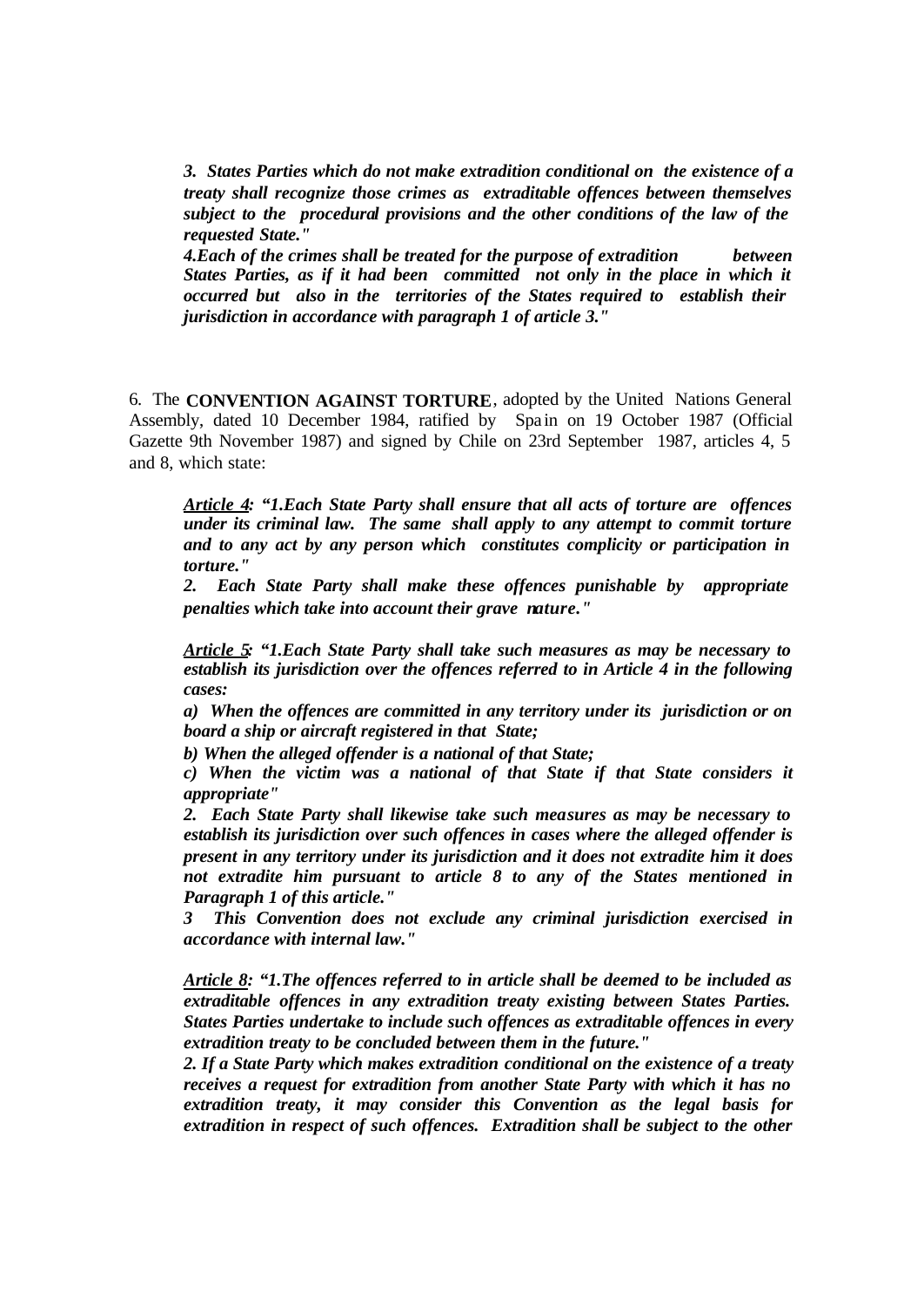***3. States Parties which do not make extradition conditional on the existence of a treaty shall recognize those crimes as extraditable offences between themselves subject to the procedural provisions and the other conditions of the law of the requested State."***

***4.Each of the crimes shall be treated for the purpose of extradition between States Parties, as if it had been committed not only in the place in which it occurred but also in the territories of the States required to establish their jurisdiction in accordance with paragraph 1 of article 3."***

6. The **CONVENTION AGAINST TORTURE**, adopted by the United Nations General Assembly, dated 10 December 1984, ratified by Spain on 19 October 1987 (Official Gazette 9th November 1987) and signed by Chile on 23rd September 1987, articles 4, 5 and 8, which state:

***<u>Article 4</u>: "1.Each State Party shall ensure that all acts of torture are offences under its criminal law. The same shall apply to any attempt to commit torture and to any act by any person which constitutes complicity or participation in torture."***

***2. Each State Party shall make these offences punishable by appropriate penalties which take into account their grave nature."***

***<u>Article 5</u>: "1.Each State Party shall take such measures as may be necessary to establish its jurisdiction over the offences referred to in Article 4 in the following cases:***

***a) When the offences are committed in any territory under its jurisdiction or on board a ship or aircraft registered in that State;***

***b) When the alleged offender is a national of that State;***

***c) When the victim was a national of that State if that State considers it appropriate"***

***2. Each State Party shall likewise take such measures as may be necessary to establish its jurisdiction over such offences in cases where the alleged offender is present in any territory under its jurisdiction and it does not extradite him it does not extradite him pursuant to article 8 to any of the States mentioned in Paragraph 1 of this article."***

***3 This Convention does not exclude any criminal jurisdiction exercised in accordance with internal law."***

***<u>Article 8</u>: "1.The offences referred to in article shall be deemed to be included as extraditable offences in any extradition treaty existing between States Parties. States Parties undertake to include such offences as extraditable offences in every extradition treaty to be concluded between them in the future."***

***2. If a State Party which makes extradition conditional on the existence of a treaty receives a request for extradition from another State Party with which it has no extradition treaty, it may consider this Convention as the legal basis for extradition in respect of such offences. Extradition shall be subject to the other***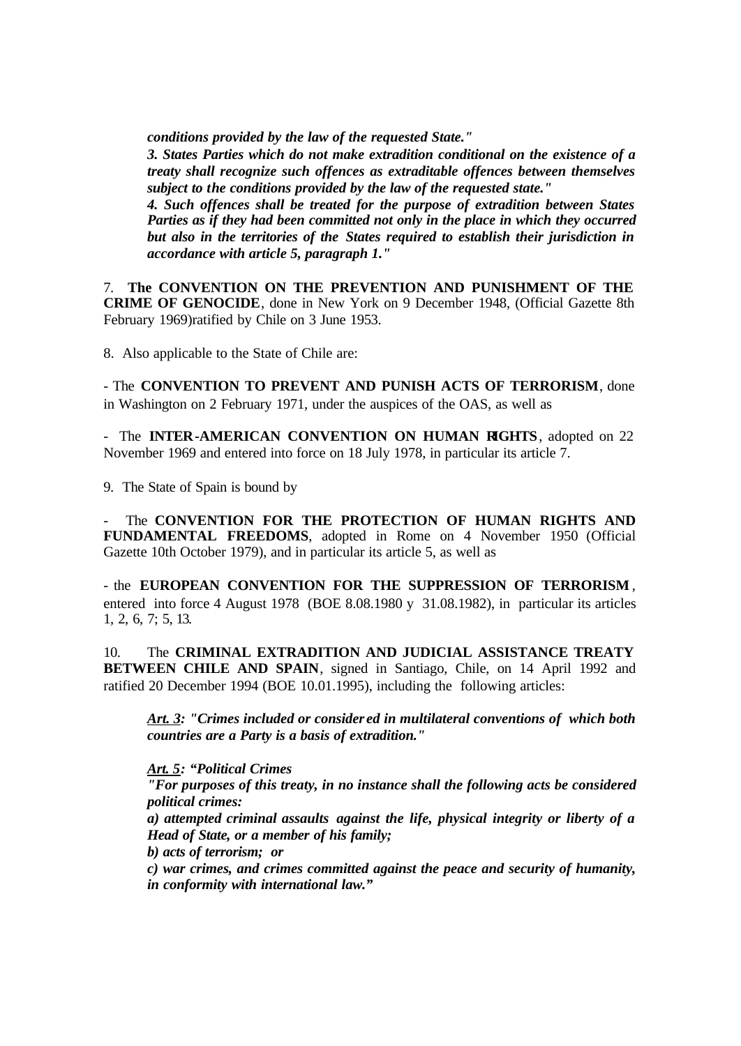*conditions provided by the law of the requested State."*

***3. States Parties which do not make extradition conditional on the existence of a treaty shall recognize such offences as extraditable offences between themselves subject to the conditions provided by the law of the requested state."***

***4. Such offences shall be treated for the purpose of extradition between States Parties as if they had been committed not only in the place in which they occurred but also in the territories of the States required to establish their jurisdiction in accordance with article 5, paragraph 1."***

7. **The CONVENTION ON THE PREVENTION AND PUNISHMENT OF THE CRIME OF GENOCIDE**, done in New York on 9 December 1948, (Official Gazette 8th February 1969)ratified by Chile on 3 June 1953.

8. Also applicable to the State of Chile are:

- The **CONVENTION TO PREVENT AND PUNISH ACTS OF TERRORISM**, done in Washington on 2 February 1971, under the auspices of the OAS, as well as

- The **INTER-AMERICAN CONVENTION ON HUMAN RIGHTS**, adopted on 22 November 1969 and entered into force on 18 July 1978, in particular its article 7.

9. The State of Spain is bound by

- The **CONVENTION FOR THE PROTECTION OF HUMAN RIGHTS AND FUNDAMENTAL FREEDOMS**, adopted in Rome on 4 November 1950 (Official Gazette 10th October 1979), and in particular its article 5, as well as

- the **EUROPEAN CONVENTION FOR THE SUPPRESSION OF TERRORISM**, entered into force 4 August 1978 (BOE 8.08.1980 y 31.08.1982), in particular its articles 1, 2, 6, 7; 5, 13.

10. The **CRIMINAL EXTRADITION AND JUDICIAL ASSISTANCE TREATY BETWEEN CHILE AND SPAIN**, signed in Santiago, Chile, on 14 April 1992 and ratified 20 December 1994 (BOE 10.01.1995), including the following articles:

***Art. 3: "Crimes included or considered in multilateral conventions of which both countries are a Party is a basis of extradition."***

***Art. 5: "Political Crimes***

***"For purposes of this treaty, in no instance shall the following acts be considered political crimes:***

***a) attempted criminal assaults against the life, physical integrity or liberty of a Head of State, or a member of his family;***

***b) acts of terrorism; or***

***c) war crimes, and crimes committed against the peace and security of humanity, in conformity with international law."***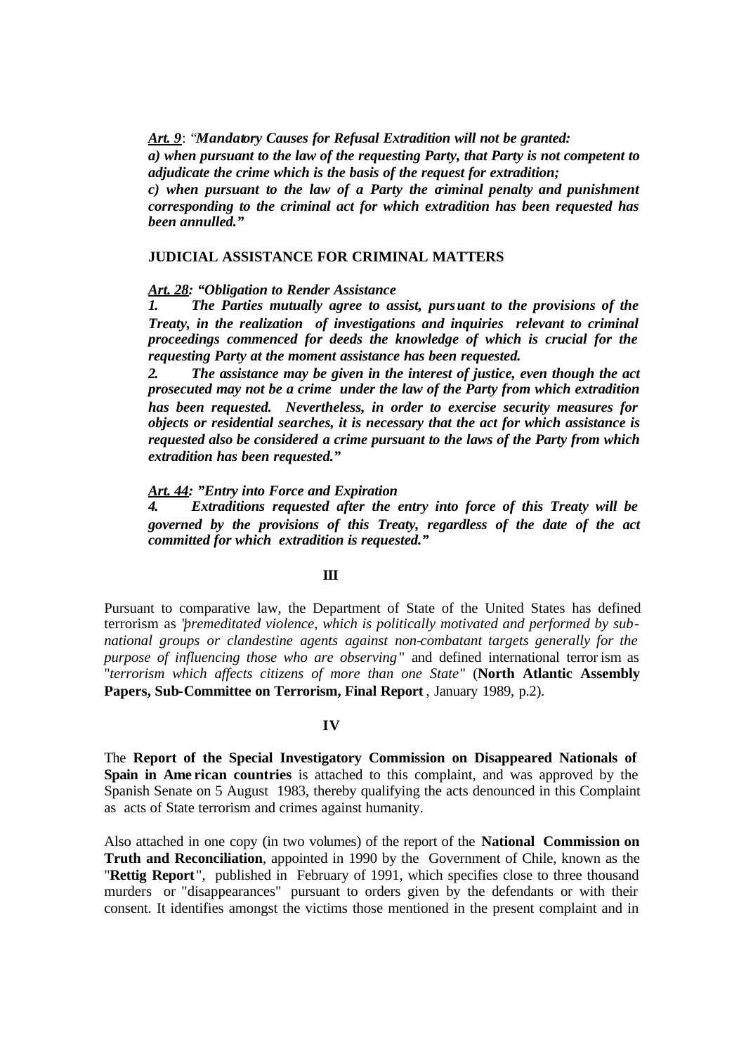***Art. 9***: "***Mandatory Causes for Refusal Extradition will not be granted:***
***a) when pursuant to the law of the requesting Party, that Party is not competent to adjudicate the crime which is the basis of the request for extradition;***
***c) when pursuant to the law of a Party the criminal penalty and punishment corresponding to the criminal act for which extradition has been requested has been annulled."***

**JUDICIAL ASSISTANCE FOR CRIMINAL MATTERS**

***Art. 28: "Obligation to Render Assistance***

***1. The Parties mutually agree to assist, pursuant to the provisions of the Treaty, in the realization of investigations and inquiries relevant to criminal proceedings commenced for deeds the knowledge of which is crucial for the requesting Party at the moment assistance has been requested.***

***2. The assistance may be given in the interest of justice, even though the act prosecuted may not be a crime under the law of the Party from which extradition has been requested. Nevertheless, in order to exercise security measures for objects or residential searches, it is necessary that the act for which assistance is requested also be considered a crime pursuant to the laws of the Party from which extradition has been requested."***

***Art. 44: "Entry into Force and Expiration***

***4. Extraditions requested after the entry into force of this Treaty will be governed by the provisions of this Treaty, regardless of the date of the act committed for which extradition is requested."***

**III**

Pursuant to comparative law, the Department of State of the United States has defined terrorism as "*premeditated violence, which is politically motivated and performed by sub-national groups or clandestine agents against non-combatant targets generally for the purpose of influencing those who are observing*" and defined international terrorism as "*terrorism which affects citizens of more than one State*" (**North Atlantic Assembly Papers, Sub-Committee on Terrorism, Final Report**, January 1989, p.2).

**IV**

The **Report of the Special Investigatory Commission on Disappeared Nationals of Spain in American countries** is attached to this complaint, and was approved by the Spanish Senate on 5 August 1983, thereby qualifying the acts denounced in this Complaint as acts of State terrorism and crimes against humanity.

Also attached in one copy (in two volumes) of the report of the **National Commission on Truth and Reconciliation**, appointed in 1990 by the Government of Chile, known as the "**Rettig Report**", published in February of 1991, which specifies close to three thousand murders or "disappearances" pursuant to orders given by the defendants or with their consent. It identifies amongst the victims those mentioned in the present complaint and in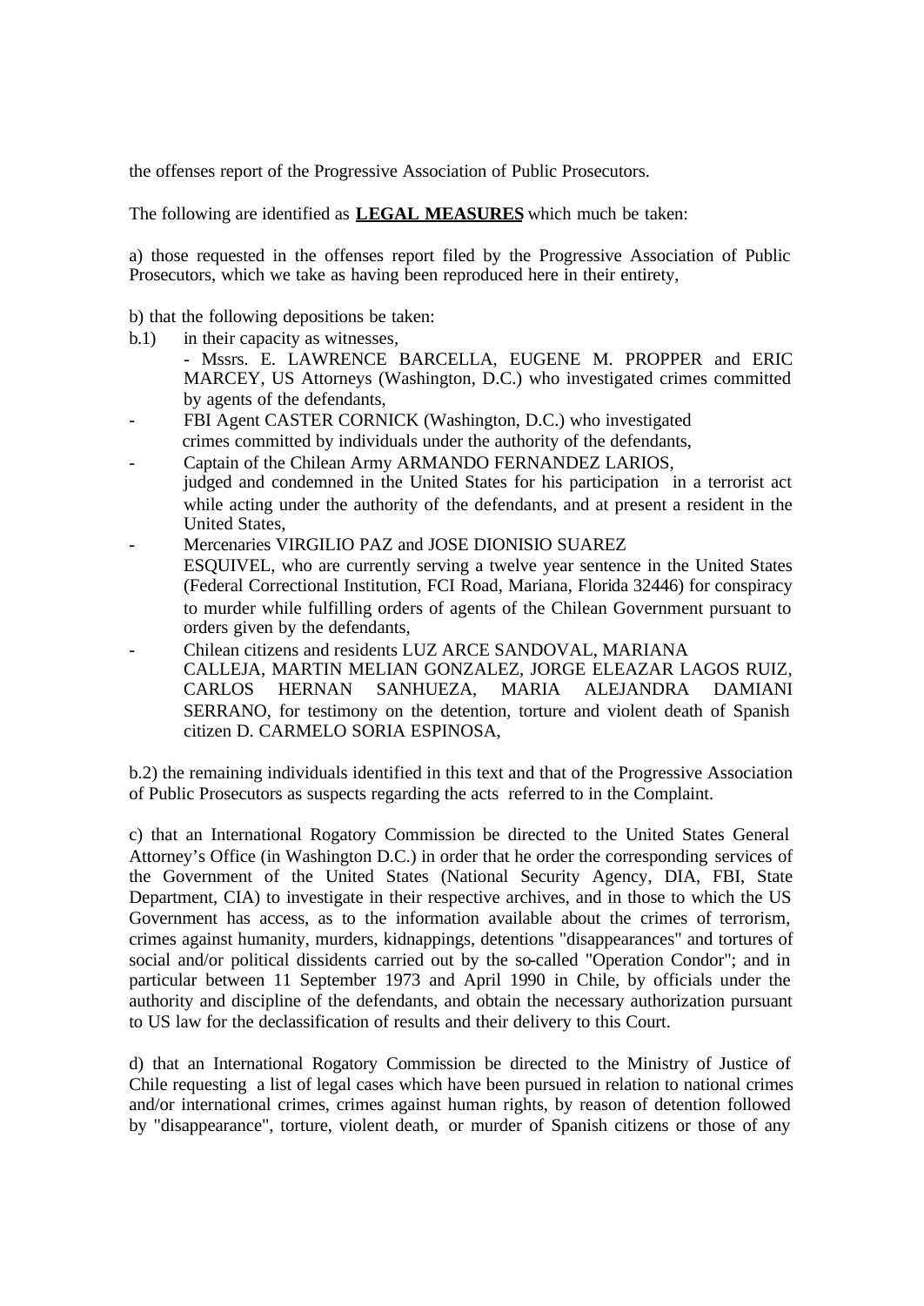the offenses report of the Progressive Association of Public Prosecutors.

The following are identified as **LEGAL MEASURES** which much be taken:

a) those requested in the offenses report filed by the Progressive Association of Public Prosecutors, which we take as having been reproduced here in their entirety,

b) that the following depositions be taken:

b.1) in their capacity as witnesses,
- Mssrs. E. LAWRENCE BARCELLA, EUGENE M. PROPPER and ERIC MARCEY, US Attorneys (Washington, D.C.) who investigated crimes committed by agents of the defendants,
- FBI Agent CASTER CORNICK (Washington, D.C.) who investigated crimes committed by individuals under the authority of the defendants,
- Captain of the Chilean Army ARMANDO FERNANDEZ LARIOS, judged and condemned in the United States for his participation in a terrorist act while acting under the authority of the defendants, and at present a resident in the United States,
- Mercenaries VIRGILIO PAZ and JOSE DIONISIO SUAREZ ESQUIVEL, who are currently serving a twelve year sentence in the United States (Federal Correctional Institution, FCI Road, Mariana, Florida 32446) for conspiracy to murder while fulfilling orders of agents of the Chilean Government pursuant to orders given by the defendants,
- Chilean citizens and residents LUZ ARCE SANDOVAL, MARIANA CALLEJA, MARTIN MELIAN GONZALEZ, JORGE ELEAZAR LAGOS RUIZ, CARLOS HERNAN SANHUEZA, MARIA ALEJANDRA DAMIANI SERRANO, for testimony on the detention, torture and violent death of Spanish citizen D. CARMELO SORIA ESPINOSA,

b.2) the remaining individuals identified in this text and that of the Progressive Association of Public Prosecutors as suspects regarding the acts referred to in the Complaint.

c) that an International Rogatory Commission be directed to the United States General Attorney's Office (in Washington D.C.) in order that he order the corresponding services of the Government of the United States (National Security Agency, DIA, FBI, State Department, CIA) to investigate in their respective archives, and in those to which the US Government has access, as to the information available about the crimes of terrorism, crimes against humanity, murders, kidnappings, detentions "disappearances" and tortures of social and/or political dissidents carried out by the so-called "Operation Condor"; and in particular between 11 September 1973 and April 1990 in Chile, by officials under the authority and discipline of the defendants, and obtain the necessary authorization pursuant to US law for the declassification of results and their delivery to this Court.

d) that an International Rogatory Commission be directed to the Ministry of Justice of Chile requesting a list of legal cases which have been pursued in relation to national crimes and/or international crimes, crimes against human rights, by reason of detention followed by "disappearance", torture, violent death, or murder of Spanish citizens or those of any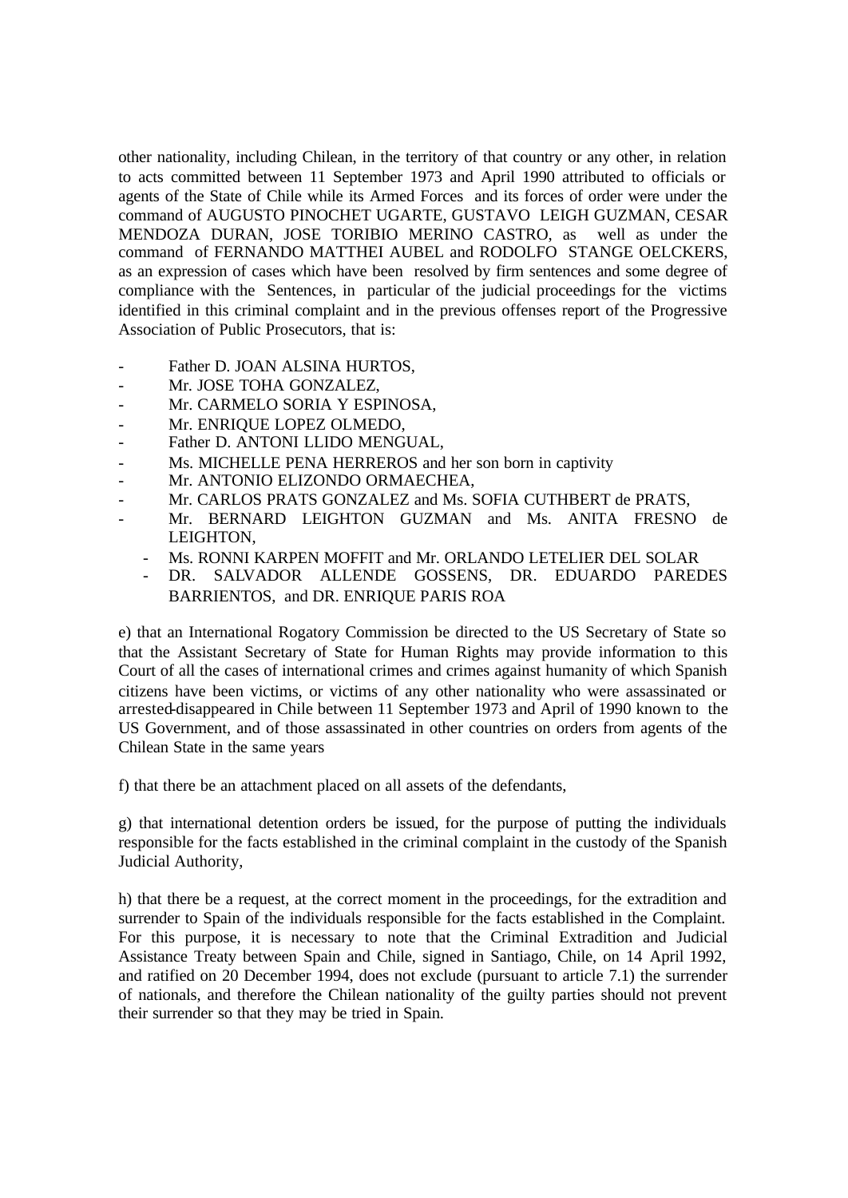other nationality, including Chilean, in the territory of that country or any other, in relation to acts committed between 11 September 1973 and April 1990 attributed to officials or agents of the State of Chile while its Armed Forces and its forces of order were under the command of AUGUSTO PINOCHET UGARTE, GUSTAVO LEIGH GUZMAN, CESAR MENDOZA DURAN, JOSE TORIBIO MERINO CASTRO, as well as under the command of FERNANDO MATTHEI AUBEL and RODOLFO STANGE OELCKERS, as an expression of cases which have been resolved by firm sentences and some degree of compliance with the Sentences, in particular of the judicial proceedings for the victims identified in this criminal complaint and in the previous offenses report of the Progressive Association of Public Prosecutors, that is:

- Father D. JOAN ALSINA HURTOS,
- Mr. JOSE TOHA GONZALEZ,
- Mr. CARMELO SORIA Y ESPINOSA,
- Mr. ENRIQUE LOPEZ OLMEDO,
- Father D. ANTONI LLIDO MENGUAL,
- Ms. MICHELLE PENA HERREROS and her son born in captivity
- Mr. ANTONIO ELIZONDO ORMAECHEA,
- Mr. CARLOS PRATS GONZALEZ and Ms. SOFIA CUTHBERT de PRATS,
- Mr. BERNARD LEIGHTON GUZMAN and Ms. ANITA FRESNO de LEIGHTON,
- Ms. RONNI KARPEN MOFFIT and Mr. ORLANDO LETELIER DEL SOLAR
- DR. SALVADOR ALLENDE GOSSENS, DR. EDUARDO PAREDES BARRIENTOS, and DR. ENRIQUE PARIS ROA

e) that an International Rogatory Commission be directed to the US Secretary of State so that the Assistant Secretary of State for Human Rights may provide information to this Court of all the cases of international crimes and crimes against humanity of which Spanish citizens have been victims, or victims of any other nationality who were assassinated or arrested-disappeared in Chile between 11 September 1973 and April of 1990 known to the US Government, and of those assassinated in other countries on orders from agents of the Chilean State in the same years

f) that there be an attachment placed on all assets of the defendants,

g) that international detention orders be issued, for the purpose of putting the individuals responsible for the facts established in the criminal complaint in the custody of the Spanish Judicial Authority,

h) that there be a request, at the correct moment in the proceedings, for the extradition and surrender to Spain of the individuals responsible for the facts established in the Complaint. For this purpose, it is necessary to note that the Criminal Extradition and Judicial Assistance Treaty between Spain and Chile, signed in Santiago, Chile, on 14 April 1992, and ratified on 20 December 1994, does not exclude (pursuant to article 7.1) the surrender of nationals, and therefore the Chilean nationality of the guilty parties should not prevent their surrender so that they may be tried in Spain.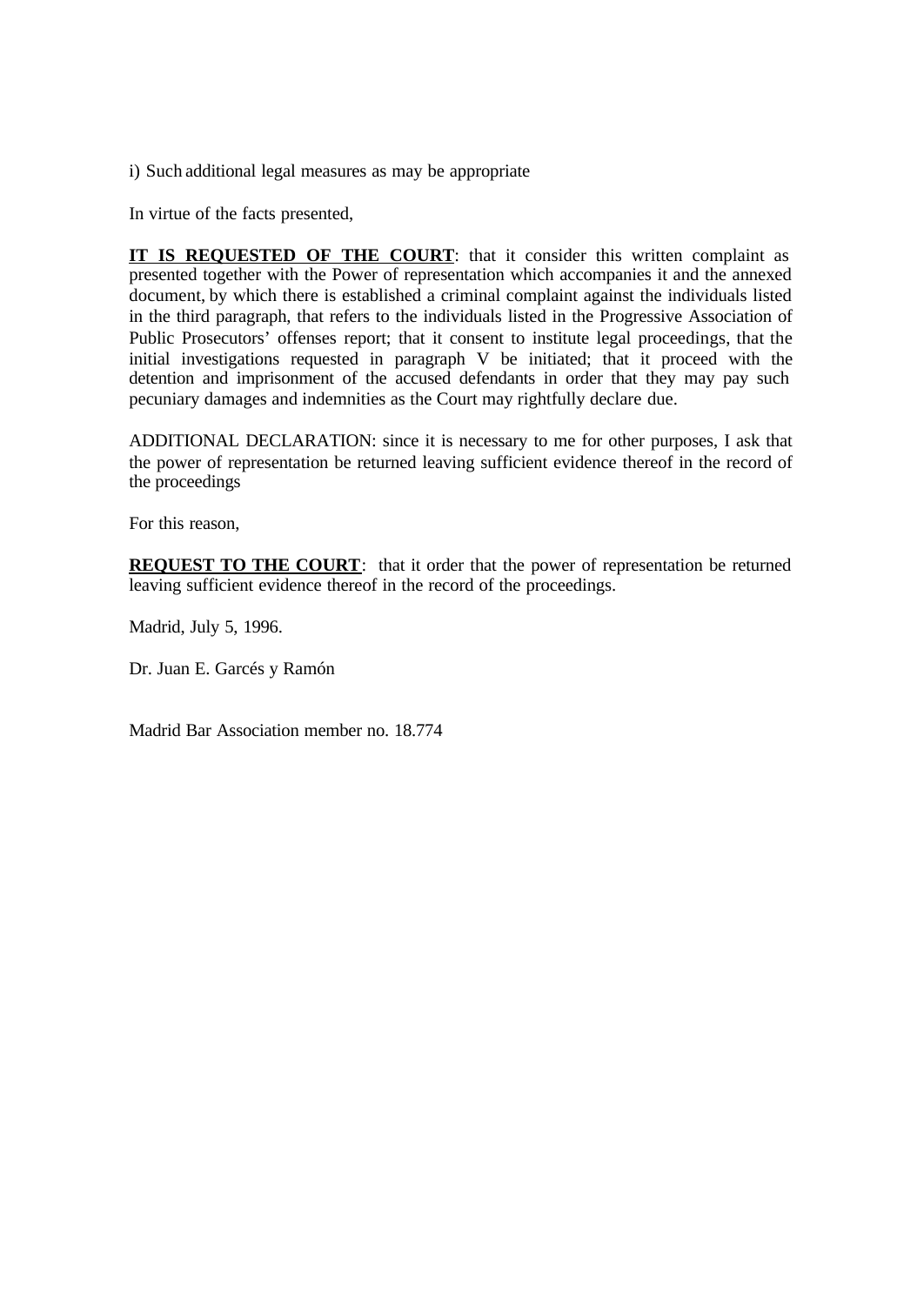i) Such additional legal measures as may be appropriate

In virtue of the facts presented,

**IT IS REQUESTED OF THE COURT**: that it consider this written complaint as presented together with the Power of representation which accompanies it and the annexed document, by which there is established a criminal complaint against the individuals listed in the third paragraph, that refers to the individuals listed in the Progressive Association of Public Prosecutors' offenses report; that it consent to institute legal proceedings, that the initial investigations requested in paragraph V be initiated; that it proceed with the detention and imprisonment of the accused defendants in order that they may pay such pecuniary damages and indemnities as the Court may rightfully declare due.

ADDITIONAL DECLARATION: since it is necessary to me for other purposes, I ask that the power of representation be returned leaving sufficient evidence thereof in the record of the proceedings

For this reason,

**REQUEST TO THE COURT**: that it order that the power of representation be returned leaving sufficient evidence thereof in the record of the proceedings.

Madrid, July 5, 1996.

Dr. Juan E. Garcés y Ramón

Madrid Bar Association member no. 18.774